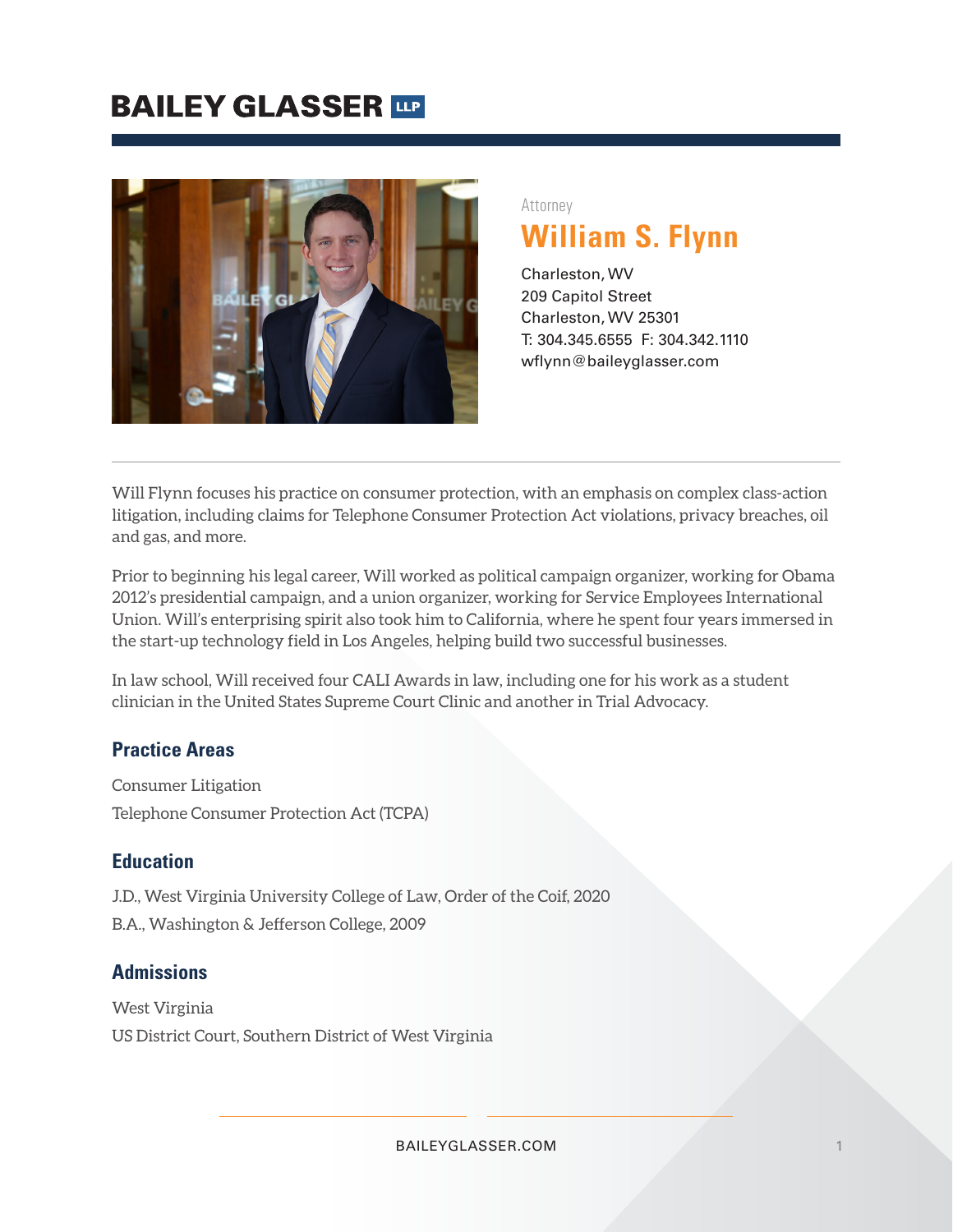# BAILEY GLASSER LLP

Attorney

## William S. Flynn

Charleston, WV
209 Capitol Street
Charleston, WV 25301
T: 304.345.6555 F: 304.342.1110
wflynn@baileyglasser.com

Will Flynn focuses his practice on consumer protection, with an emphasis on complex class-action litigation, including claims for Telephone Consumer Protection Act violations, privacy breaches, oil and gas, and more.

Prior to beginning his legal career, Will worked as political campaign organizer, working for Obama 2012's presidential campaign, and a union organizer, working for Service Employees International Union. Will's enterprising spirit also took him to California, where he spent four years immersed in the start-up technology field in Los Angeles, helping build two successful businesses.

In law school, Will received four CALI Awards in law, including one for his work as a student clinician in the United States Supreme Court Clinic and another in Trial Advocacy.

### Practice Areas

Consumer Litigation

Telephone Consumer Protection Act (TCPA)

### Education

J.D., West Virginia University College of Law, Order of the Coif, 2020

B.A., Washington & Jefferson College, 2009

### Admissions

West Virginia

US District Court, Southern District of West Virginia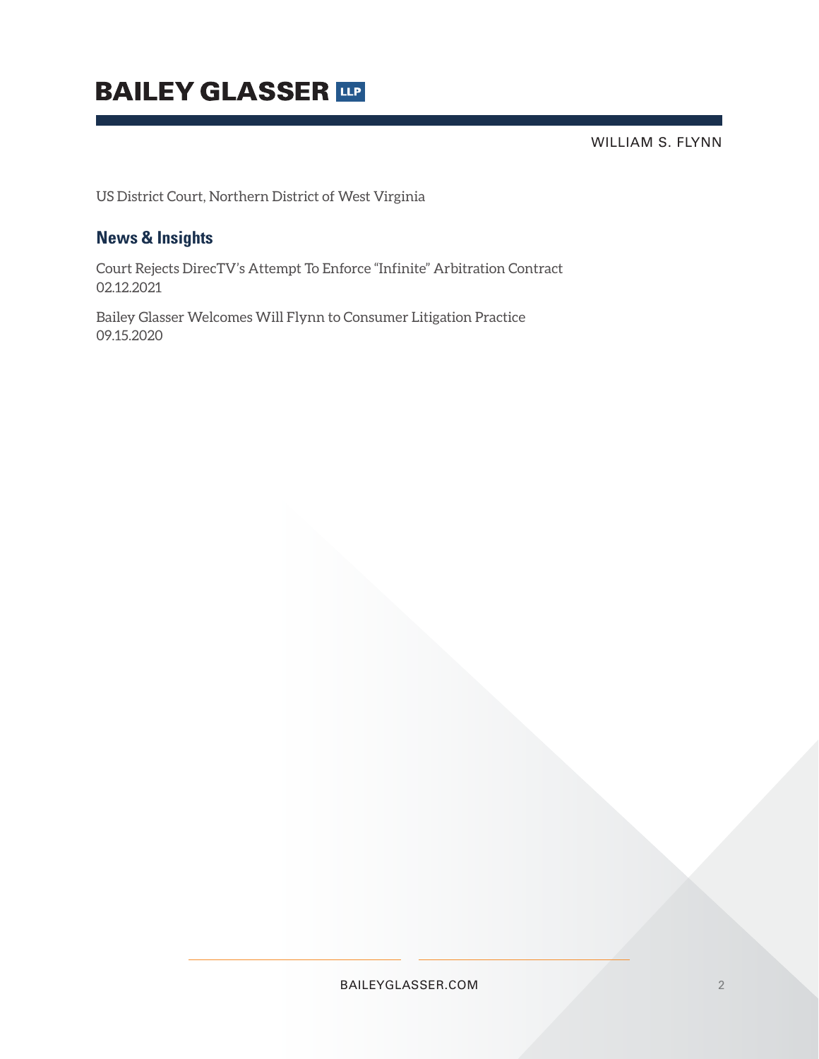US District Court, Northern District of West Virginia

## News & Insights

Court Rejects DirecTV's Attempt To Enforce "Infinite" Arbitration Contract
02.12.2021

Bailey Glasser Welcomes Will Flynn to Consumer Litigation Practice
09.15.2020